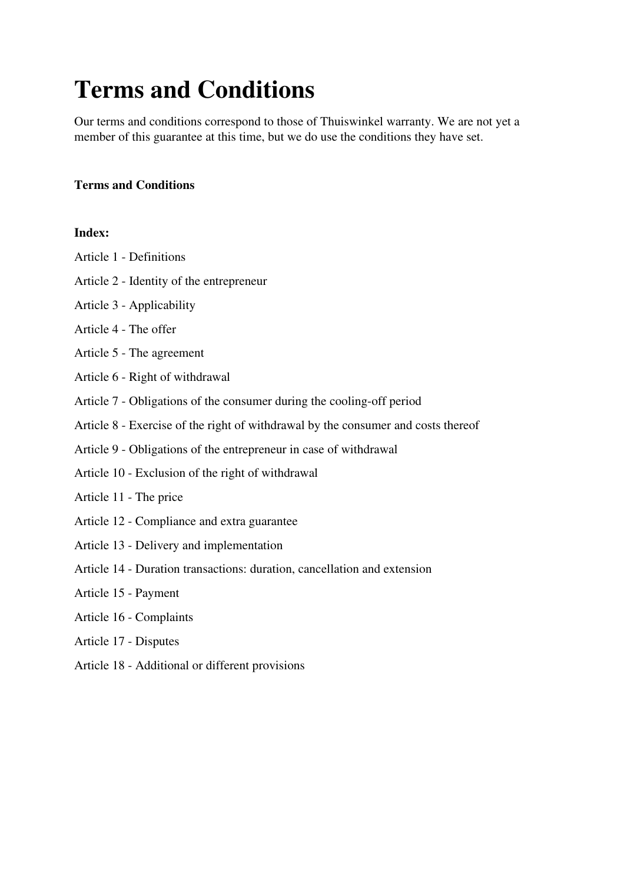# Terms and Conditions

Our terms and conditions correspond to those of Thuiswinkel warranty. We are not yet a member of this guarantee at this time, but we do use the conditions they have set.

**Terms and Conditions**

**Index:**

Article 1 - Definitions

Article 2 - Identity of the entrepreneur

Article 3 - Applicability

Article 4 - The offer

Article 5 - The agreement

Article 6 - Right of withdrawal

Article 7 - Obligations of the consumer during the cooling-off period

Article 8 - Exercise of the right of withdrawal by the consumer and costs thereof

Article 9 - Obligations of the entrepreneur in case of withdrawal

Article 10 - Exclusion of the right of withdrawal

Article 11 - The price

Article 12 - Compliance and extra guarantee

Article 13 - Delivery and implementation

Article 14 - Duration transactions: duration, cancellation and extension

Article 15 - Payment

Article 16 - Complaints

Article 17 - Disputes

Article 18 - Additional or different provisions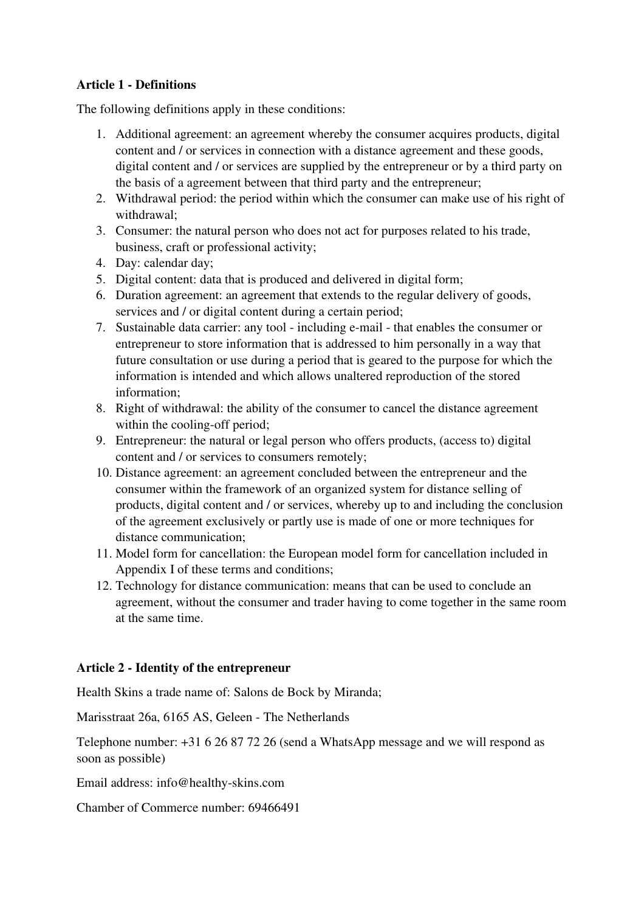**Article 1 - Definitions**

The following definitions apply in these conditions:

1. Additional agreement: an agreement whereby the consumer acquires products, digital content and / or services in connection with a distance agreement and these goods, digital content and / or services are supplied by the entrepreneur or by a third party on the basis of a agreement between that third party and the entrepreneur;
2. Withdrawal period: the period within which the consumer can make use of his right of withdrawal;
3. Consumer: the natural person who does not act for purposes related to his trade, business, craft or professional activity;
4. Day: calendar day;
5. Digital content: data that is produced and delivered in digital form;
6. Duration agreement: an agreement that extends to the regular delivery of goods, services and / or digital content during a certain period;
7. Sustainable data carrier: any tool - including e-mail - that enables the consumer or entrepreneur to store information that is addressed to him personally in a way that future consultation or use during a period that is geared to the purpose for which the information is intended and which allows unaltered reproduction of the stored information;
8. Right of withdrawal: the ability of the consumer to cancel the distance agreement within the cooling-off period;
9. Entrepreneur: the natural or legal person who offers products, (access to) digital content and / or services to consumers remotely;
10. Distance agreement: an agreement concluded between the entrepreneur and the consumer within the framework of an organized system for distance selling of products, digital content and / or services, whereby up to and including the conclusion of the agreement exclusively or partly use is made of one or more techniques for distance communication;
11. Model form for cancellation: the European model form for cancellation included in Appendix I of these terms and conditions;
12. Technology for distance communication: means that can be used to conclude an agreement, without the consumer and trader having to come together in the same room at the same time.

**Article 2 - Identity of the entrepreneur**

Health Skins a trade name of: Salons de Bock by Miranda;

Marisstraat 26a, 6165 AS, Geleen - The Netherlands

Telephone number: +31 6 26 87 72 26 (send a WhatsApp message and we will respond as soon as possible)

Email address: info@healthy-skins.com

Chamber of Commerce number: 69466491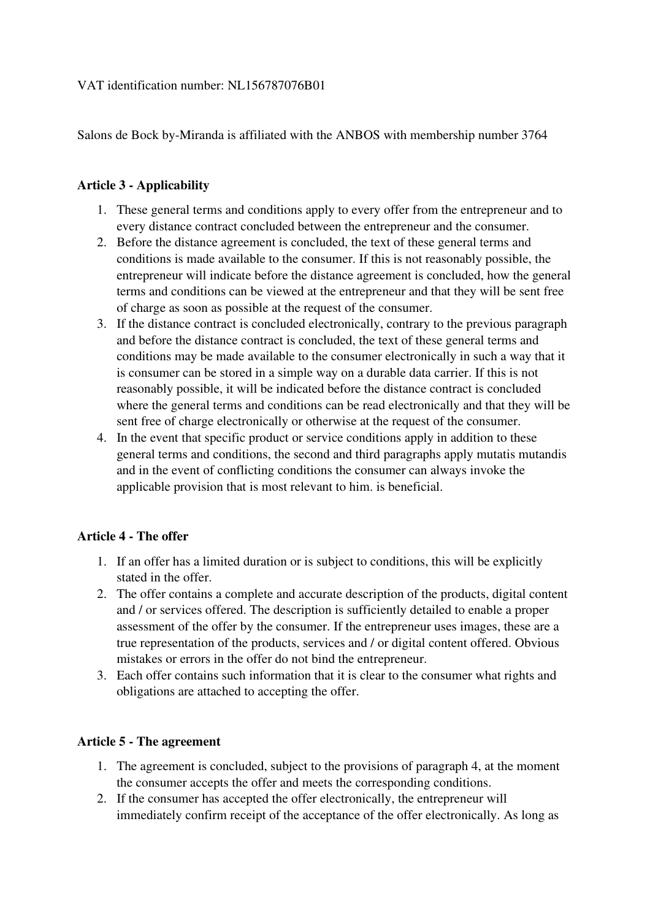VAT identification number: NL156787076B01

Salons de Bock by-Miranda is affiliated with the ANBOS with membership number 3764

**Article 3 - Applicability**

1. These general terms and conditions apply to every offer from the entrepreneur and to every distance contract concluded between the entrepreneur and the consumer.
2. Before the distance agreement is concluded, the text of these general terms and conditions is made available to the consumer. If this is not reasonably possible, the entrepreneur will indicate before the distance agreement is concluded, how the general terms and conditions can be viewed at the entrepreneur and that they will be sent free of charge as soon as possible at the request of the consumer.
3. If the distance contract is concluded electronically, contrary to the previous paragraph and before the distance contract is concluded, the text of these general terms and conditions may be made available to the consumer electronically in such a way that it is consumer can be stored in a simple way on a durable data carrier. If this is not reasonably possible, it will be indicated before the distance contract is concluded where the general terms and conditions can be read electronically and that they will be sent free of charge electronically or otherwise at the request of the consumer.
4. In the event that specific product or service conditions apply in addition to these general terms and conditions, the second and third paragraphs apply mutatis mutandis and in the event of conflicting conditions the consumer can always invoke the applicable provision that is most relevant to him. is beneficial.

**Article 4 - The offer**

1. If an offer has a limited duration or is subject to conditions, this will be explicitly stated in the offer.
2. The offer contains a complete and accurate description of the products, digital content and / or services offered. The description is sufficiently detailed to enable a proper assessment of the offer by the consumer. If the entrepreneur uses images, these are a true representation of the products, services and / or digital content offered. Obvious mistakes or errors in the offer do not bind the entrepreneur.
3. Each offer contains such information that it is clear to the consumer what rights and obligations are attached to accepting the offer.

**Article 5 - The agreement**

1. The agreement is concluded, subject to the provisions of paragraph 4, at the moment the consumer accepts the offer and meets the corresponding conditions.
2. If the consumer has accepted the offer electronically, the entrepreneur will immediately confirm receipt of the acceptance of the offer electronically. As long as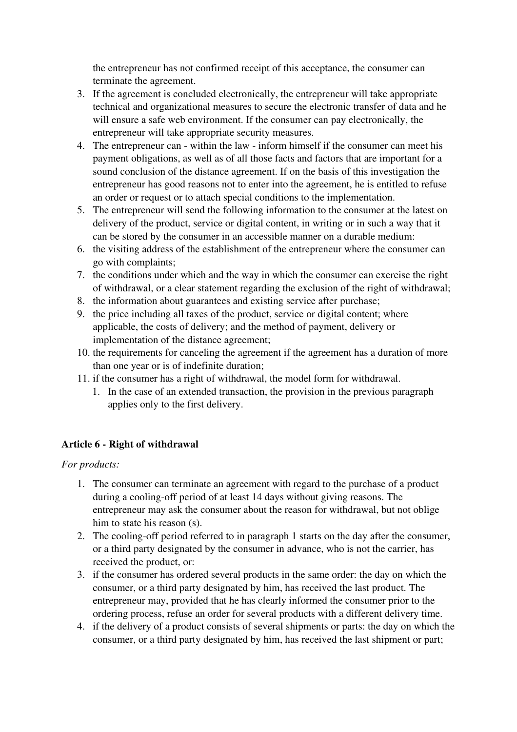the entrepreneur has not confirmed receipt of this acceptance, the consumer can terminate the agreement.

3. If the agreement is concluded electronically, the entrepreneur will take appropriate technical and organizational measures to secure the electronic transfer of data and he will ensure a safe web environment. If the consumer can pay electronically, the entrepreneur will take appropriate security measures.
4. The entrepreneur can - within the law - inform himself if the consumer can meet his payment obligations, as well as of all those facts and factors that are important for a sound conclusion of the distance agreement. If on the basis of this investigation the entrepreneur has good reasons not to enter into the agreement, he is entitled to refuse an order or request or to attach special conditions to the implementation.
5. The entrepreneur will send the following information to the consumer at the latest on delivery of the product, service or digital content, in writing or in such a way that it can be stored by the consumer in an accessible manner on a durable medium:
6. the visiting address of the establishment of the entrepreneur where the consumer can go with complaints;
7. the conditions under which and the way in which the consumer can exercise the right of withdrawal, or a clear statement regarding the exclusion of the right of withdrawal;
8. the information about guarantees and existing service after purchase;
9. the price including all taxes of the product, service or digital content; where applicable, the costs of delivery; and the method of payment, delivery or implementation of the distance agreement;
10. the requirements for canceling the agreement if the agreement has a duration of more than one year or is of indefinite duration;
11. if the consumer has a right of withdrawal, the model form for withdrawal.
    1. In the case of an extended transaction, the provision in the previous paragraph applies only to the first delivery.

### Article 6 - Right of withdrawal

*For products:*

1. The consumer can terminate an agreement with regard to the purchase of a product during a cooling-off period of at least 14 days without giving reasons. The entrepreneur may ask the consumer about the reason for withdrawal, but not oblige him to state his reason (s).
2. The cooling-off period referred to in paragraph 1 starts on the day after the consumer, or a third party designated by the consumer in advance, who is not the carrier, has received the product, or:
3. if the consumer has ordered several products in the same order: the day on which the consumer, or a third party designated by him, has received the last product. The entrepreneur may, provided that he has clearly informed the consumer prior to the ordering process, refuse an order for several products with a different delivery time.
4. if the delivery of a product consists of several shipments or parts: the day on which the consumer, or a third party designated by him, has received the last shipment or part;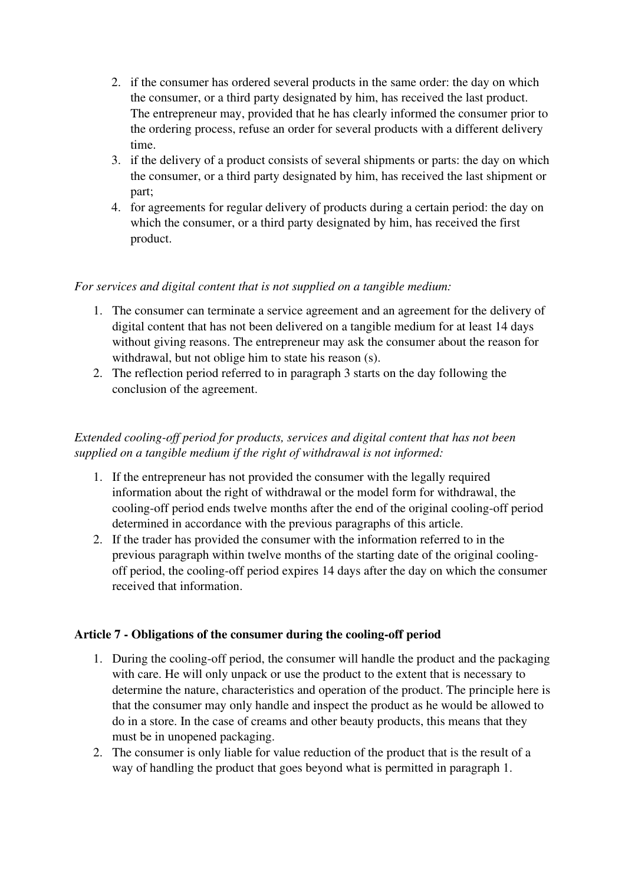2. if the consumer has ordered several products in the same order: the day on which the consumer, or a third party designated by him, has received the last product. The entrepreneur may, provided that he has clearly informed the consumer prior to the ordering process, refuse an order for several products with a different delivery time.
3. if the delivery of a product consists of several shipments or parts: the day on which the consumer, or a third party designated by him, has received the last shipment or part;
4. for agreements for regular delivery of products during a certain period: the day on which the consumer, or a third party designated by him, has received the first product.

*For services and digital content that is not supplied on a tangible medium:*

1. The consumer can terminate a service agreement and an agreement for the delivery of digital content that has not been delivered on a tangible medium for at least 14 days without giving reasons. The entrepreneur may ask the consumer about the reason for withdrawal, but not oblige him to state his reason (s).
2. The reflection period referred to in paragraph 3 starts on the day following the conclusion of the agreement.

*Extended cooling-off period for products, services and digital content that has not been supplied on a tangible medium if the right of withdrawal is not informed:*

1. If the entrepreneur has not provided the consumer with the legally required information about the right of withdrawal or the model form for withdrawal, the cooling-off period ends twelve months after the end of the original cooling-off period determined in accordance with the previous paragraphs of this article.
2. If the trader has provided the consumer with the information referred to in the previous paragraph within twelve months of the starting date of the original cooling-off period, the cooling-off period expires 14 days after the day on which the consumer received that information.

**Article 7 - Obligations of the consumer during the cooling-off period**

1. During the cooling-off period, the consumer will handle the product and the packaging with care. He will only unpack or use the product to the extent that is necessary to determine the nature, characteristics and operation of the product. The principle here is that the consumer may only handle and inspect the product as he would be allowed to do in a store. In the case of creams and other beauty products, this means that they must be in unopened packaging.
2. The consumer is only liable for value reduction of the product that is the result of a way of handling the product that goes beyond what is permitted in paragraph 1.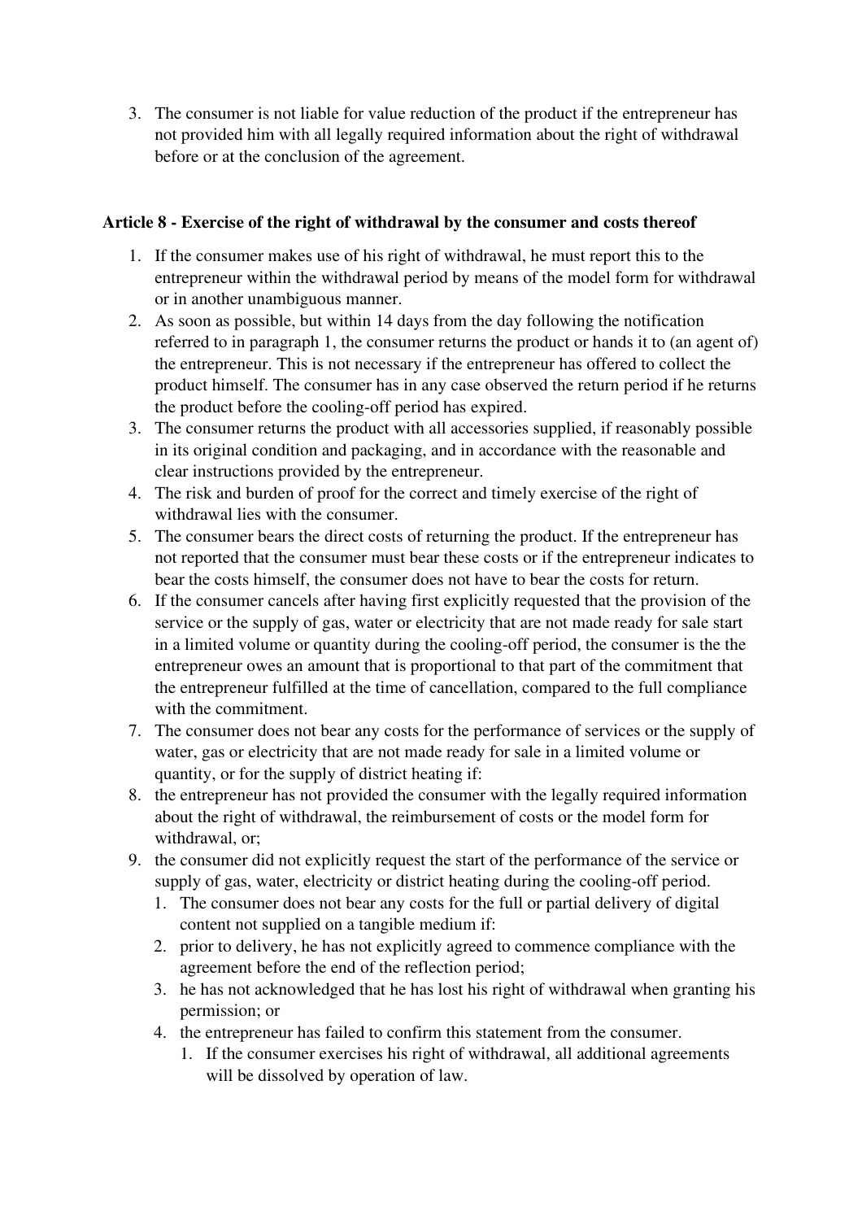3. The consumer is not liable for value reduction of the product if the entrepreneur has not provided him with all legally required information about the right of withdrawal before or at the conclusion of the agreement.

**Article 8 - Exercise of the right of withdrawal by the consumer and costs thereof**

1. If the consumer makes use of his right of withdrawal, he must report this to the entrepreneur within the withdrawal period by means of the model form for withdrawal or in another unambiguous manner.
2. As soon as possible, but within 14 days from the day following the notification referred to in paragraph 1, the consumer returns the product or hands it to (an agent of) the entrepreneur. This is not necessary if the entrepreneur has offered to collect the product himself. The consumer has in any case observed the return period if he returns the product before the cooling-off period has expired.
3. The consumer returns the product with all accessories supplied, if reasonably possible in its original condition and packaging, and in accordance with the reasonable and clear instructions provided by the entrepreneur.
4. The risk and burden of proof for the correct and timely exercise of the right of withdrawal lies with the consumer.
5. The consumer bears the direct costs of returning the product. If the entrepreneur has not reported that the consumer must bear these costs or if the entrepreneur indicates to bear the costs himself, the consumer does not have to bear the costs for return.
6. If the consumer cancels after having first explicitly requested that the provision of the service or the supply of gas, water or electricity that are not made ready for sale start in a limited volume or quantity during the cooling-off period, the consumer is the the entrepreneur owes an amount that is proportional to that part of the commitment that the entrepreneur fulfilled at the time of cancellation, compared to the full compliance with the commitment.
7. The consumer does not bear any costs for the performance of services or the supply of water, gas or electricity that are not made ready for sale in a limited volume or quantity, or for the supply of district heating if:
8. the entrepreneur has not provided the consumer with the legally required information about the right of withdrawal, the reimbursement of costs or the model form for withdrawal, or;
9. the consumer did not explicitly request the start of the performance of the service or supply of gas, water, electricity or district heating during the cooling-off period.
   1. The consumer does not bear any costs for the full or partial delivery of digital content not supplied on a tangible medium if:
   2. prior to delivery, he has not explicitly agreed to commence compliance with the agreement before the end of the reflection period;
   3. he has not acknowledged that he has lost his right of withdrawal when granting his permission; or
   4. the entrepreneur has failed to confirm this statement from the consumer.
      1. If the consumer exercises his right of withdrawal, all additional agreements will be dissolved by operation of law.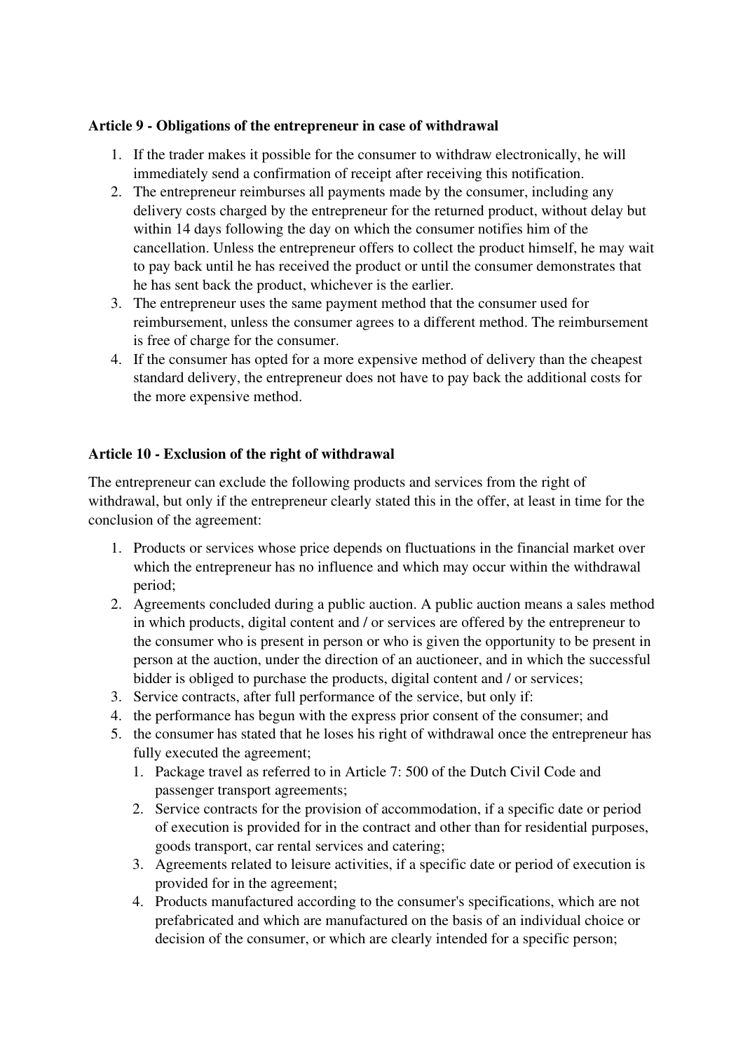**Article 9 - Obligations of the entrepreneur in case of withdrawal**

1. If the trader makes it possible for the consumer to withdraw electronically, he will immediately send a confirmation of receipt after receiving this notification.
2. The entrepreneur reimburses all payments made by the consumer, including any delivery costs charged by the entrepreneur for the returned product, without delay but within 14 days following the day on which the consumer notifies him of the cancellation. Unless the entrepreneur offers to collect the product himself, he may wait to pay back until he has received the product or until the consumer demonstrates that he has sent back the product, whichever is the earlier.
3. The entrepreneur uses the same payment method that the consumer used for reimbursement, unless the consumer agrees to a different method. The reimbursement is free of charge for the consumer.
4. If the consumer has opted for a more expensive method of delivery than the cheapest standard delivery, the entrepreneur does not have to pay back the additional costs for the more expensive method.

**Article 10 - Exclusion of the right of withdrawal**

The entrepreneur can exclude the following products and services from the right of withdrawal, but only if the entrepreneur clearly stated this in the offer, at least in time for the conclusion of the agreement:

1. Products or services whose price depends on fluctuations in the financial market over which the entrepreneur has no influence and which may occur within the withdrawal period;
2. Agreements concluded during a public auction. A public auction means a sales method in which products, digital content and / or services are offered by the entrepreneur to the consumer who is present in person or who is given the opportunity to be present in person at the auction, under the direction of an auctioneer, and in which the successful bidder is obliged to purchase the products, digital content and / or services;
3. Service contracts, after full performance of the service, but only if:
4. the performance has begun with the express prior consent of the consumer; and
5. the consumer has stated that he loses his right of withdrawal once the entrepreneur has fully executed the agreement;
    1. Package travel as referred to in Article 7: 500 of the Dutch Civil Code and passenger transport agreements;
    2. Service contracts for the provision of accommodation, if a specific date or period of execution is provided for in the contract and other than for residential purposes, goods transport, car rental services and catering;
    3. Agreements related to leisure activities, if a specific date or period of execution is provided for in the agreement;
    4. Products manufactured according to the consumer's specifications, which are not prefabricated and which are manufactured on the basis of an individual choice or decision of the consumer, or which are clearly intended for a specific person;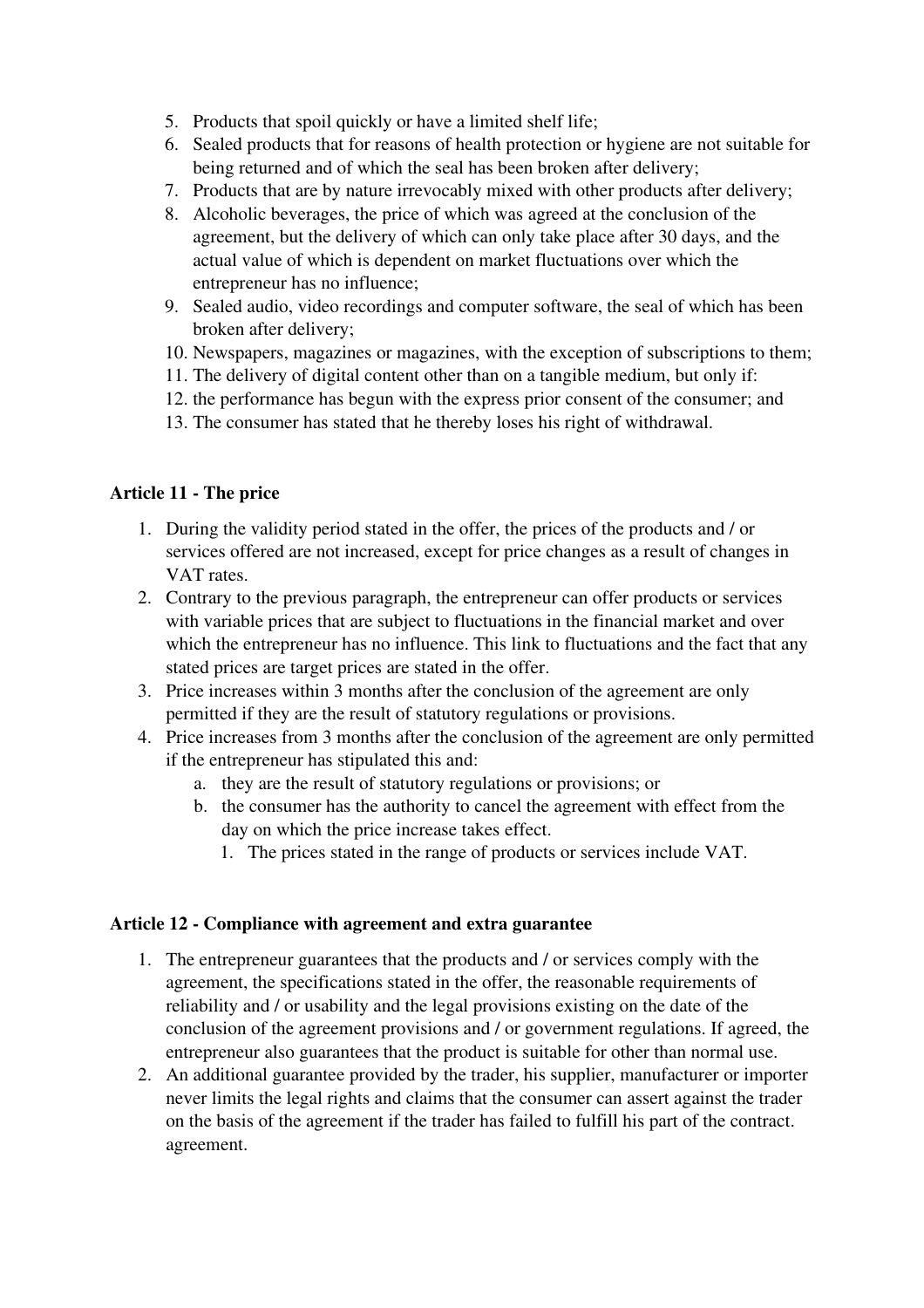5. Products that spoil quickly or have a limited shelf life;
6. Sealed products that for reasons of health protection or hygiene are not suitable for being returned and of which the seal has been broken after delivery;
7. Products that are by nature irrevocably mixed with other products after delivery;
8. Alcoholic beverages, the price of which was agreed at the conclusion of the agreement, but the delivery of which can only take place after 30 days, and the actual value of which is dependent on market fluctuations over which the entrepreneur has no influence;
9. Sealed audio, video recordings and computer software, the seal of which has been broken after delivery;
10. Newspapers, magazines or magazines, with the exception of subscriptions to them;
11. The delivery of digital content other than on a tangible medium, but only if:
12. the performance has begun with the express prior consent of the consumer; and
13. The consumer has stated that he thereby loses his right of withdrawal.

**Article 11 - The price**

1. During the validity period stated in the offer, the prices of the products and / or services offered are not increased, except for price changes as a result of changes in VAT rates.
2. Contrary to the previous paragraph, the entrepreneur can offer products or services with variable prices that are subject to fluctuations in the financial market and over which the entrepreneur has no influence. This link to fluctuations and the fact that any stated prices are target prices are stated in the offer.
3. Price increases within 3 months after the conclusion of the agreement are only permitted if they are the result of statutory regulations or provisions.
4. Price increases from 3 months after the conclusion of the agreement are only permitted if the entrepreneur has stipulated this and:
   a. they are the result of statutory regulations or provisions; or
   b. the consumer has the authority to cancel the agreement with effect from the day on which the price increase takes effect.
      1. The prices stated in the range of products or services include VAT.

**Article 12 - Compliance with agreement and extra guarantee**

1. The entrepreneur guarantees that the products and / or services comply with the agreement, the specifications stated in the offer, the reasonable requirements of reliability and / or usability and the legal provisions existing on the date of the conclusion of the agreement provisions and / or government regulations. If agreed, the entrepreneur also guarantees that the product is suitable for other than normal use.
2. An additional guarantee provided by the trader, his supplier, manufacturer or importer never limits the legal rights and claims that the consumer can assert against the trader on the basis of the agreement if the trader has failed to fulfill his part of the contract. agreement.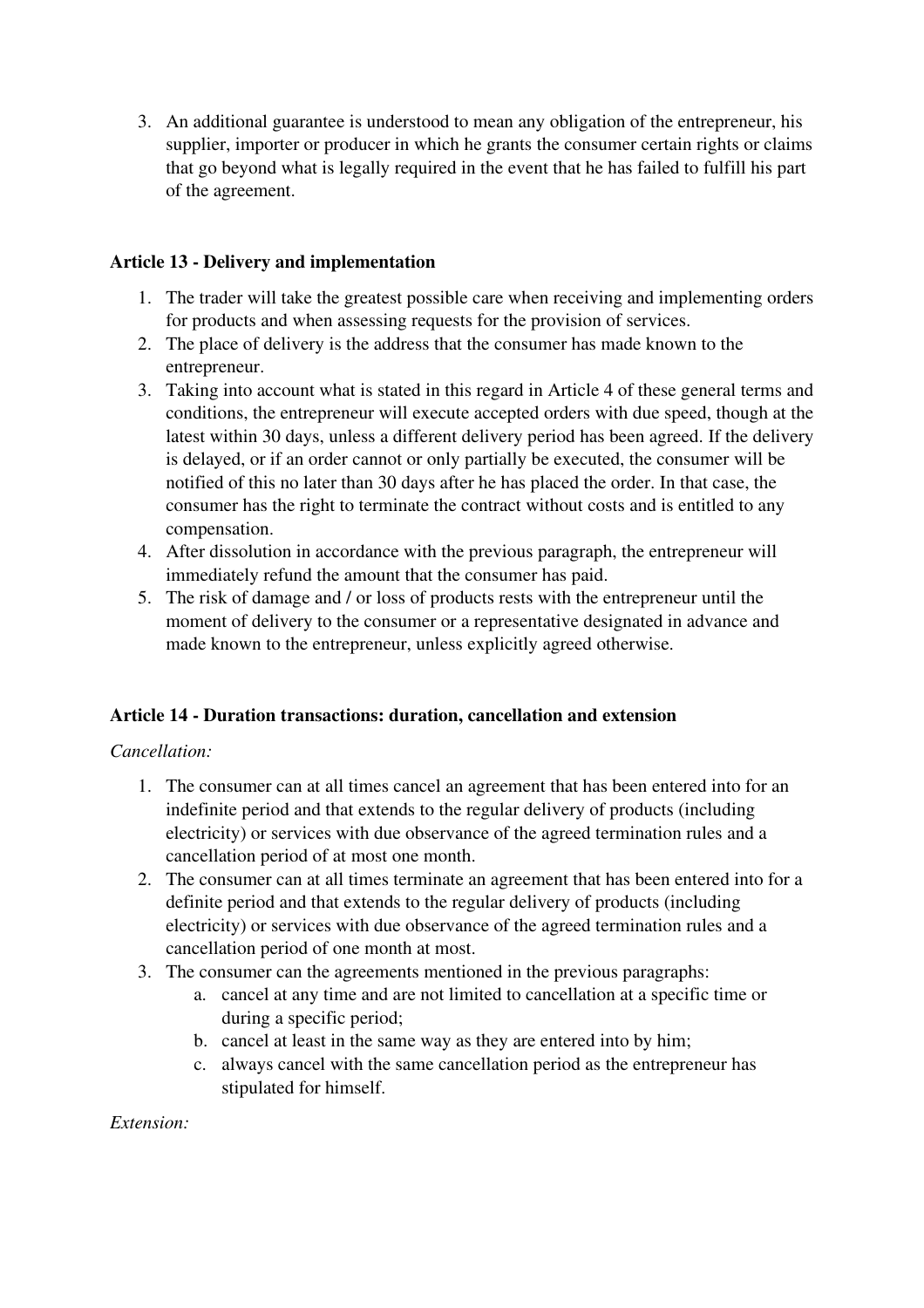3. An additional guarantee is understood to mean any obligation of the entrepreneur, his supplier, importer or producer in which he grants the consumer certain rights or claims that go beyond what is legally required in the event that he has failed to fulfill his part of the agreement.

**Article 13 - Delivery and implementation**

1. The trader will take the greatest possible care when receiving and implementing orders for products and when assessing requests for the provision of services.
2. The place of delivery is the address that the consumer has made known to the entrepreneur.
3. Taking into account what is stated in this regard in Article 4 of these general terms and conditions, the entrepreneur will execute accepted orders with due speed, though at the latest within 30 days, unless a different delivery period has been agreed. If the delivery is delayed, or if an order cannot or only partially be executed, the consumer will be notified of this no later than 30 days after he has placed the order. In that case, the consumer has the right to terminate the contract without costs and is entitled to any compensation.
4. After dissolution in accordance with the previous paragraph, the entrepreneur will immediately refund the amount that the consumer has paid.
5. The risk of damage and / or loss of products rests with the entrepreneur until the moment of delivery to the consumer or a representative designated in advance and made known to the entrepreneur, unless explicitly agreed otherwise.

**Article 14 - Duration transactions: duration, cancellation and extension**

*Cancellation:*

1. The consumer can at all times cancel an agreement that has been entered into for an indefinite period and that extends to the regular delivery of products (including electricity) or services with due observance of the agreed termination rules and a cancellation period of at most one month.
2. The consumer can at all times terminate an agreement that has been entered into for a definite period and that extends to the regular delivery of products (including electricity) or services with due observance of the agreed termination rules and a cancellation period of one month at most.
3. The consumer can the agreements mentioned in the previous paragraphs:
    a. cancel at any time and are not limited to cancellation at a specific time or during a specific period;
    b. cancel at least in the same way as they are entered into by him;
    c. always cancel with the same cancellation period as the entrepreneur has stipulated for himself.

*Extension:*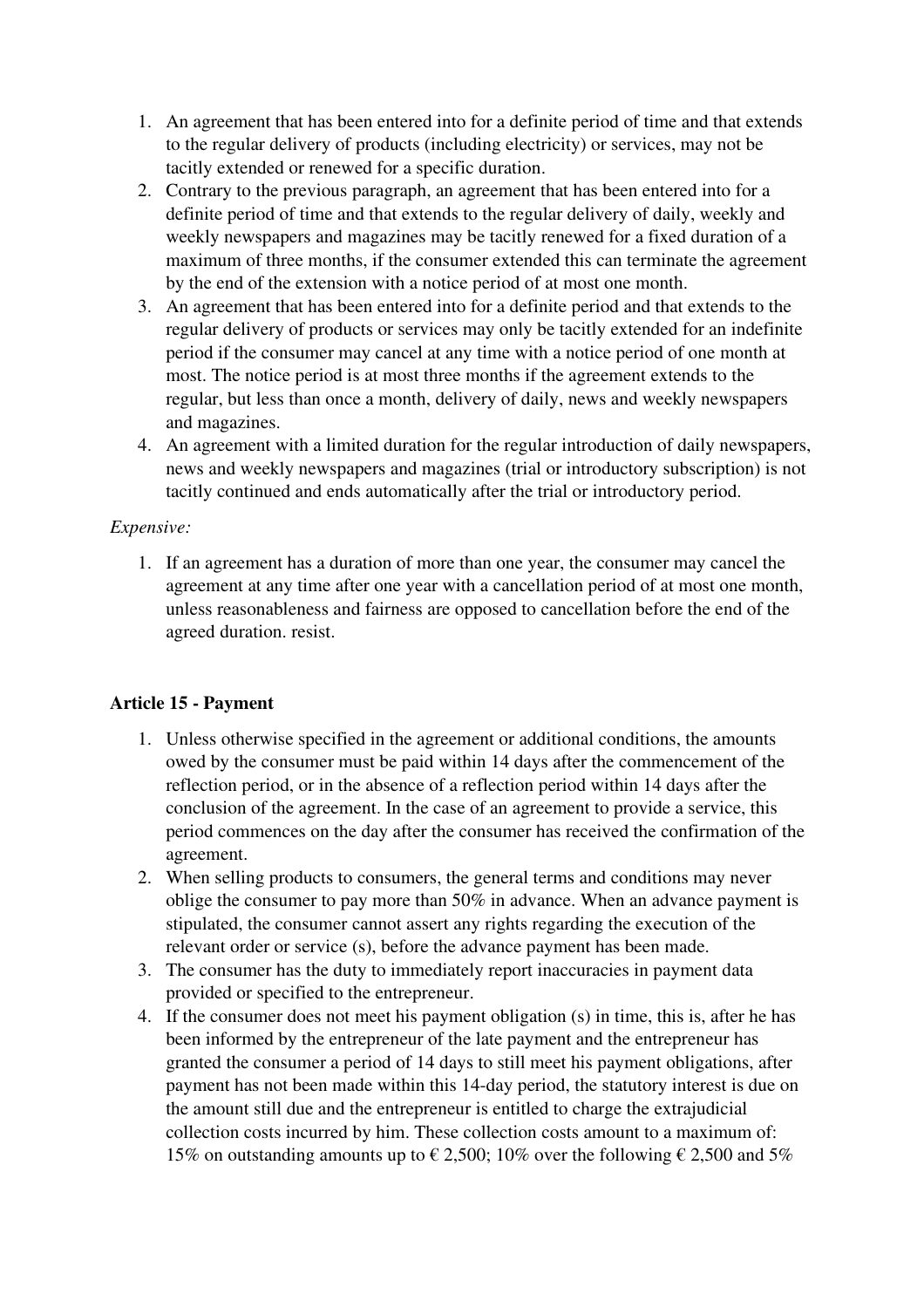1. An agreement that has been entered into for a definite period of time and that extends to the regular delivery of products (including electricity) or services, may not be tacitly extended or renewed for a specific duration.
2. Contrary to the previous paragraph, an agreement that has been entered into for a definite period of time and that extends to the regular delivery of daily, weekly and weekly newspapers and magazines may be tacitly renewed for a fixed duration of a maximum of three months, if the consumer extended this can terminate the agreement by the end of the extension with a notice period of at most one month.
3. An agreement that has been entered into for a definite period and that extends to the regular delivery of products or services may only be tacitly extended for an indefinite period if the consumer may cancel at any time with a notice period of one month at most. The notice period is at most three months if the agreement extends to the regular, but less than once a month, delivery of daily, news and weekly newspapers and magazines.
4. An agreement with a limited duration for the regular introduction of daily newspapers, news and weekly newspapers and magazines (trial or introductory subscription) is not tacitly continued and ends automatically after the trial or introductory period.

*Expensive:*

1. If an agreement has a duration of more than one year, the consumer may cancel the agreement at any time after one year with a cancellation period of at most one month, unless reasonableness and fairness are opposed to cancellation before the end of the agreed duration. resist.

**Article 15 - Payment**

1. Unless otherwise specified in the agreement or additional conditions, the amounts owed by the consumer must be paid within 14 days after the commencement of the reflection period, or in the absence of a reflection period within 14 days after the conclusion of the agreement. In the case of an agreement to provide a service, this period commences on the day after the consumer has received the confirmation of the agreement.
2. When selling products to consumers, the general terms and conditions may never oblige the consumer to pay more than 50% in advance. When an advance payment is stipulated, the consumer cannot assert any rights regarding the execution of the relevant order or service (s), before the advance payment has been made.
3. The consumer has the duty to immediately report inaccuracies in payment data provided or specified to the entrepreneur.
4. If the consumer does not meet his payment obligation (s) in time, this is, after he has been informed by the entrepreneur of the late payment and the entrepreneur has granted the consumer a period of 14 days to still meet his payment obligations, after payment has not been made within this 14-day period, the statutory interest is due on the amount still due and the entrepreneur is entitled to charge the extrajudicial collection costs incurred by him. These collection costs amount to a maximum of: 15% on outstanding amounts up to € 2,500; 10% over the following € 2,500 and 5%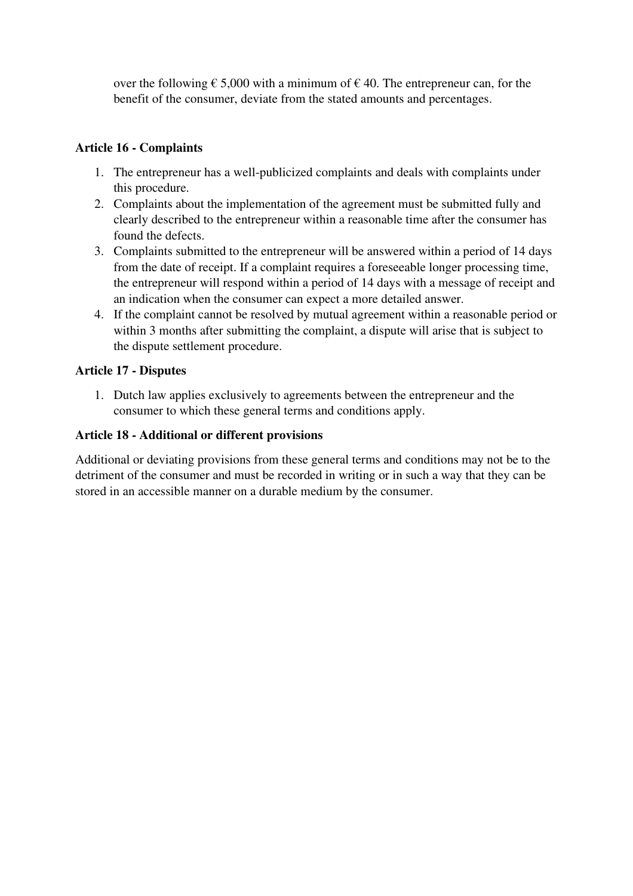over the following € 5,000 with a minimum of € 40. The entrepreneur can, for the benefit of the consumer, deviate from the stated amounts and percentages.

**Article 16 - Complaints**

1. The entrepreneur has a well-publicized complaints and deals with complaints under this procedure.
2. Complaints about the implementation of the agreement must be submitted fully and clearly described to the entrepreneur within a reasonable time after the consumer has found the defects.
3. Complaints submitted to the entrepreneur will be answered within a period of 14 days from the date of receipt. If a complaint requires a foreseeable longer processing time, the entrepreneur will respond within a period of 14 days with a message of receipt and an indication when the consumer can expect a more detailed answer.
4. If the complaint cannot be resolved by mutual agreement within a reasonable period or within 3 months after submitting the complaint, a dispute will arise that is subject to the dispute settlement procedure.

**Article 17 - Disputes**

1. Dutch law applies exclusively to agreements between the entrepreneur and the consumer to which these general terms and conditions apply.

**Article 18 - Additional or different provisions**

Additional or deviating provisions from these general terms and conditions may not be to the detriment of the consumer and must be recorded in writing or in such a way that they can be stored in an accessible manner on a durable medium by the consumer.